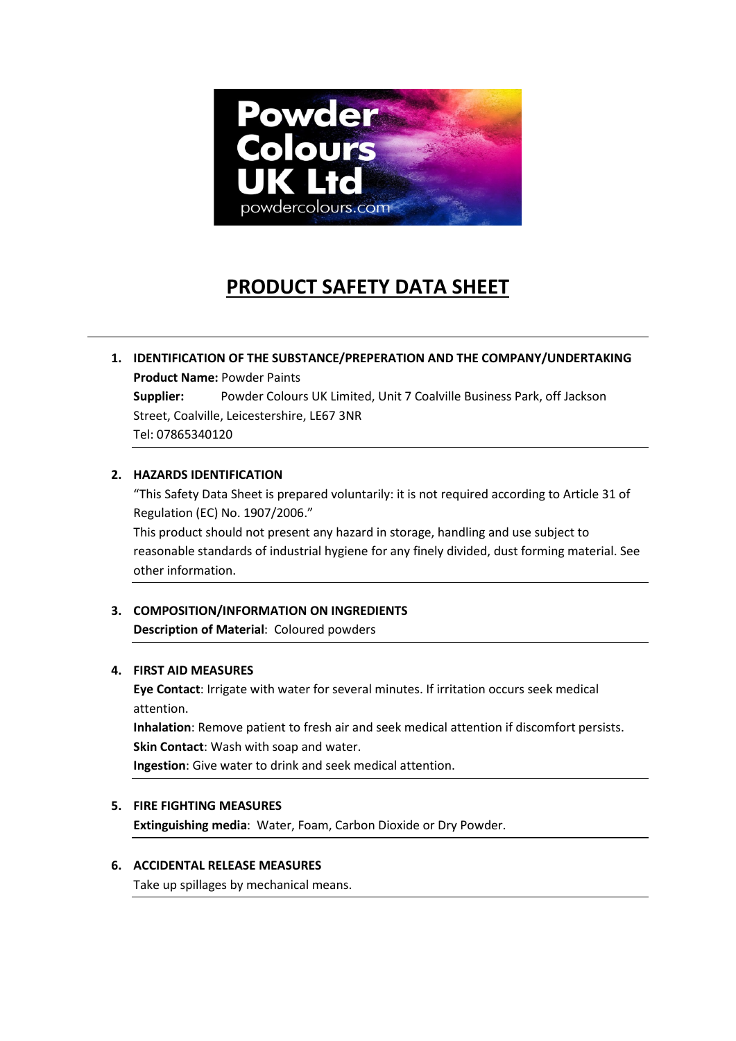# PRODUCT SAFETY DATA SHEET

## 1. IDENTIFICATION OF THE SUBSTANCE/PREPERATION AND THE COMPANY/UNDERTAKING

**Product Name:** Powder Paints

**Supplier:** Powder Colours UK Limited, Unit 7 Coalville Business Park, off Jackson Street, Coalville, Leicestershire, LE67 3NR

Tel: 07865340120

## 2. HAZARDS IDENTIFICATION

"This Safety Data Sheet is prepared voluntarily: it is not required according to Article 31 of Regulation (EC) No. 1907/2006."

This product should not present any hazard in storage, handling and use subject to reasonable standards of industrial hygiene for any finely divided, dust forming material. See other information.

## 3. COMPOSITION/INFORMATION ON INGREDIENTS

**Description of Material**: Coloured powders

## 4. FIRST AID MEASURES

**Eye Contact**: Irrigate with water for several minutes. If irritation occurs seek medical attention.

**Inhalation**: Remove patient to fresh air and seek medical attention if discomfort persists.

**Skin Contact**: Wash with soap and water.

**Ingestion**: Give water to drink and seek medical attention.

## 5. FIRE FIGHTING MEASURES

**Extinguishing media**: Water, Foam, Carbon Dioxide or Dry Powder.

## 6. ACCIDENTAL RELEASE MEASURES

Take up spillages by mechanical means.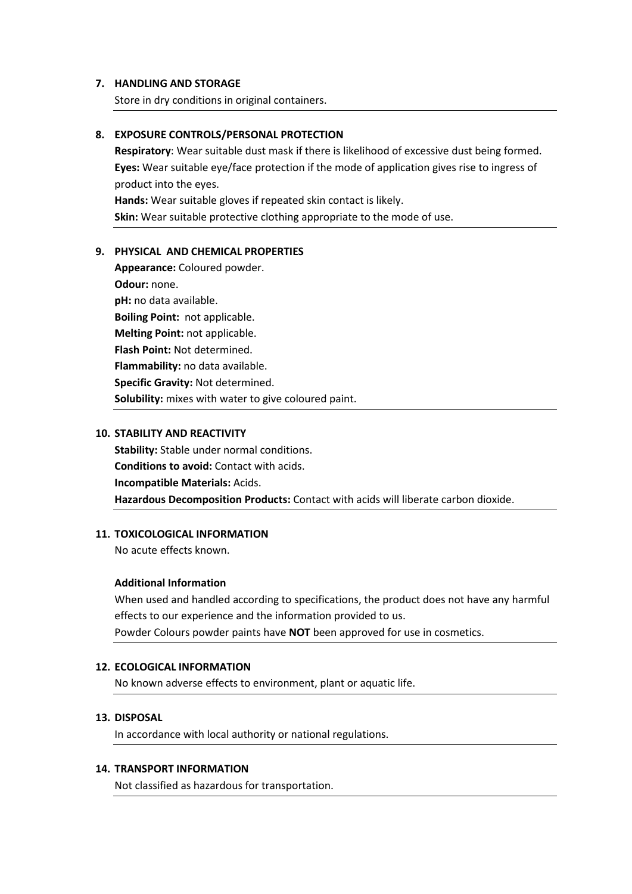## 7. HANDLING AND STORAGE

Store in dry conditions in original containers.

## 8. EXPOSURE CONTROLS/PERSONAL PROTECTION

**Respiratory**: Wear suitable dust mask if there is likelihood of excessive dust being formed.
**Eyes:** Wear suitable eye/face protection if the mode of application gives rise to ingress of product into the eyes.
**Hands:** Wear suitable gloves if repeated skin contact is likely.
**Skin:** Wear suitable protective clothing appropriate to the mode of use.

## 9. PHYSICAL AND CHEMICAL PROPERTIES

**Appearance:** Coloured powder.
**Odour:** none.
**pH:** no data available.
**Boiling Point:** not applicable.
**Melting Point:** not applicable.
**Flash Point:** Not determined.
**Flammability:** no data available.
**Specific Gravity:** Not determined.
**Solubility:** mixes with water to give coloured paint.

## 10. STABILITY AND REACTIVITY

**Stability:** Stable under normal conditions.
**Conditions to avoid:** Contact with acids.
**Incompatible Materials:** Acids.
**Hazardous Decomposition Products:** Contact with acids will liberate carbon dioxide.

## 11. TOXICOLOGICAL INFORMATION

No acute effects known.

**Additional Information**

When used and handled according to specifications, the product does not have any harmful effects to our experience and the information provided to us.
Powder Colours powder paints have **NOT** been approved for use in cosmetics.

## 12. ECOLOGICAL INFORMATION

No known adverse effects to environment, plant or aquatic life.

## 13. DISPOSAL

In accordance with local authority or national regulations.

## 14. TRANSPORT INFORMATION

Not classified as hazardous for transportation.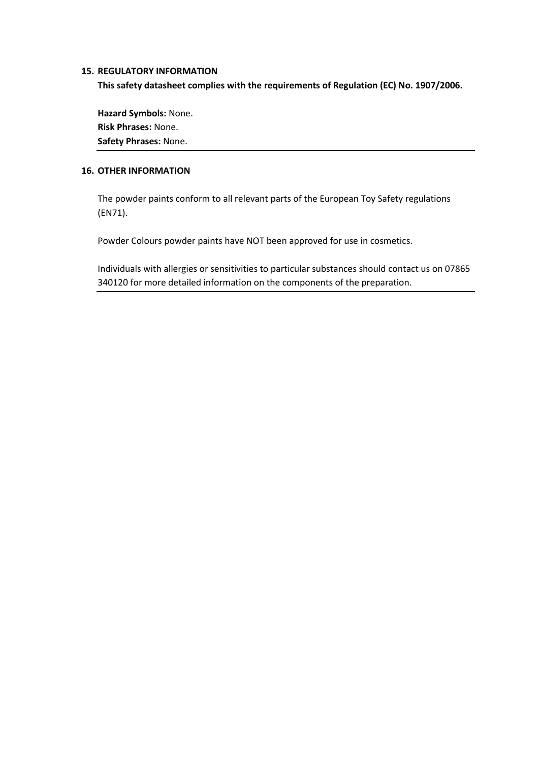## 15. REGULATORY INFORMATION

**This safety datasheet complies with the requirements of Regulation (EC) No. 1907/2006.**

**Hazard Symbols:** None.
**Risk Phrases:** None.
**Safety Phrases:** None.

## 16. OTHER INFORMATION

The powder paints conform to all relevant parts of the European Toy Safety regulations (EN71).

Powder Colours powder paints have NOT been approved for use in cosmetics.

Individuals with allergies or sensitivities to particular substances should contact us on 07865 340120 for more detailed information on the components of the preparation.